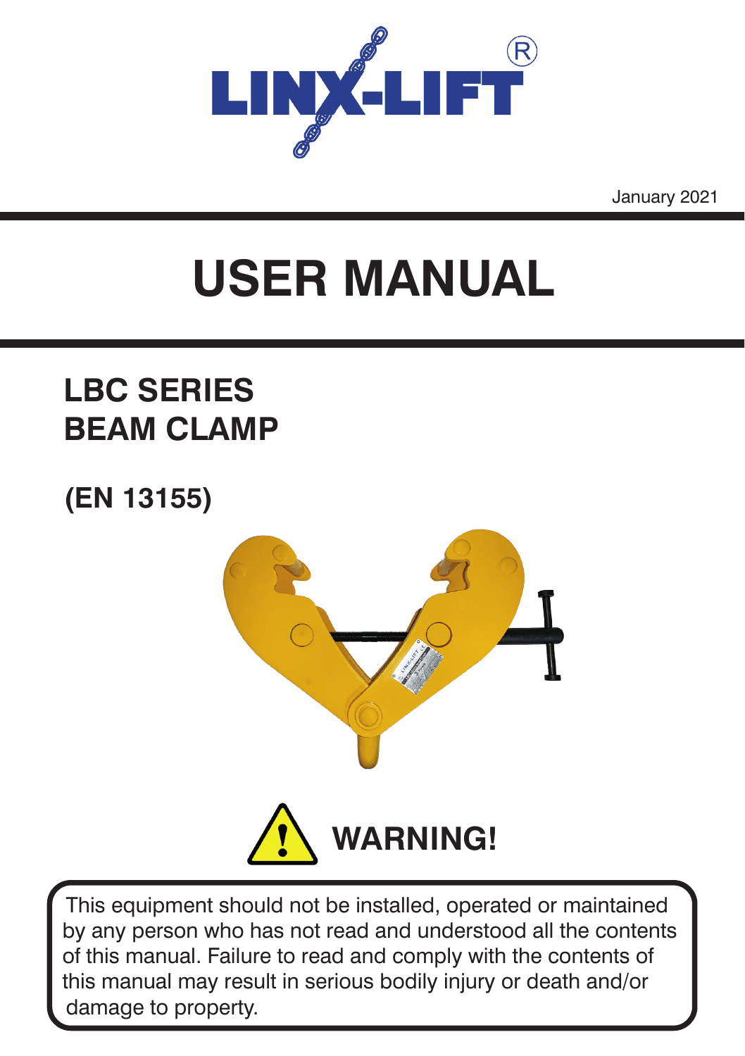LINX-LIFT®

January 2021

# USER MANUAL

## LBC SERIES
## BEAM CLAMP

## (EN 13155)

**WARNING!**

This equipment should not be installed, operated or maintained by any person who has not read and understood all the contents of this manual. Failure to read and comply with the contents of this manual may result in serious bodily injury or death and/or damage to property.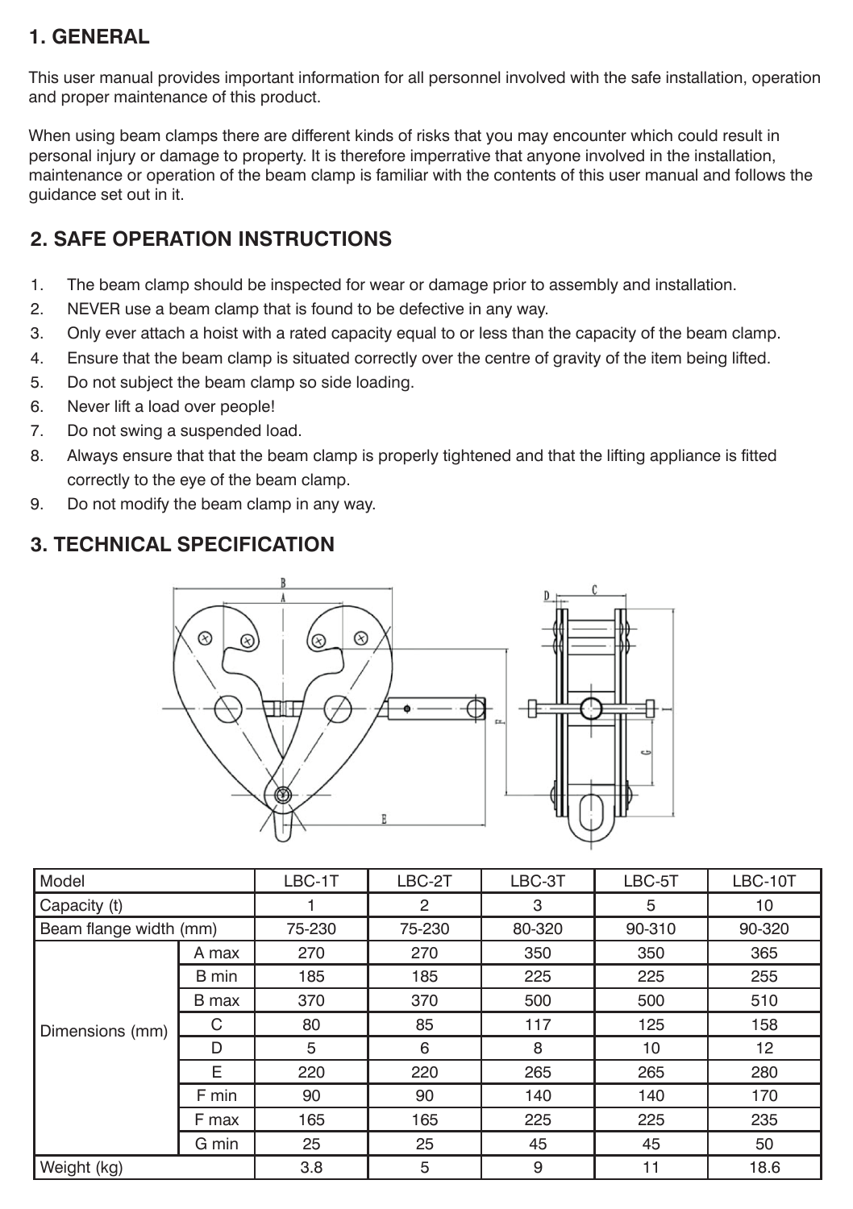## 1. GENERAL

This user manual provides important information for all personnel involved with the safe installation, operation and proper maintenance of this product.

When using beam clamps there are different kinds of risks that you may encounter which could result in personal injury or damage to property. It is therefore imperrative that anyone involved in the installation, maintenance or operation of the beam clamp is familiar with the contents of this user manual and follows the guidance set out in it.

## 2. SAFE OPERATION INSTRUCTIONS

1. The beam clamp should be inspected for wear or damage prior to assembly and installation.
2. NEVER use a beam clamp that is found to be defective in any way.
3. Only ever attach a hoist with a rated capacity equal to or less than the capacity of the beam clamp.
4. Ensure that the beam clamp is situated correctly over the centre of gravity of the item being lifted.
5. Do not subject the beam clamp so side loading.
6. Never lift a load over people!
7. Do not swing a suspended load.
8. Always ensure that that the beam clamp is properly tightened and that the lifting appliance is fitted correctly to the eye of the beam clamp.
9. Do not modify the beam clamp in any way.

## 3. TECHNICAL SPECIFICATION

| Model | | LBC-1T | LBC-2T | LBC-3T | LBC-5T | LBC-10T |
|---|---|---|---|---|---|---|
| Capacity (t) | | 1 | 2 | 3 | 5 | 10 |
| Beam flange width (mm) | | 75-230 | 75-230 | 80-320 | 90-310 | 90-320 |
| Dimensions (mm) | A max | 270 | 270 | 350 | 350 | 365 |
| | B min | 185 | 185 | 225 | 225 | 255 |
| | B max | 370 | 370 | 500 | 500 | 510 |
| | C | 80 | 85 | 117 | 125 | 158 |
| | D | 5 | 6 | 8 | 10 | 12 |
| | E | 220 | 220 | 265 | 265 | 280 |
| | F min | 90 | 90 | 140 | 140 | 170 |
| | F max | 165 | 165 | 225 | 225 | 235 |
| | G min | 25 | 25 | 45 | 45 | 50 |
| Weight (kg) | | 3.8 | 5 | 9 | 11 | 18.6 |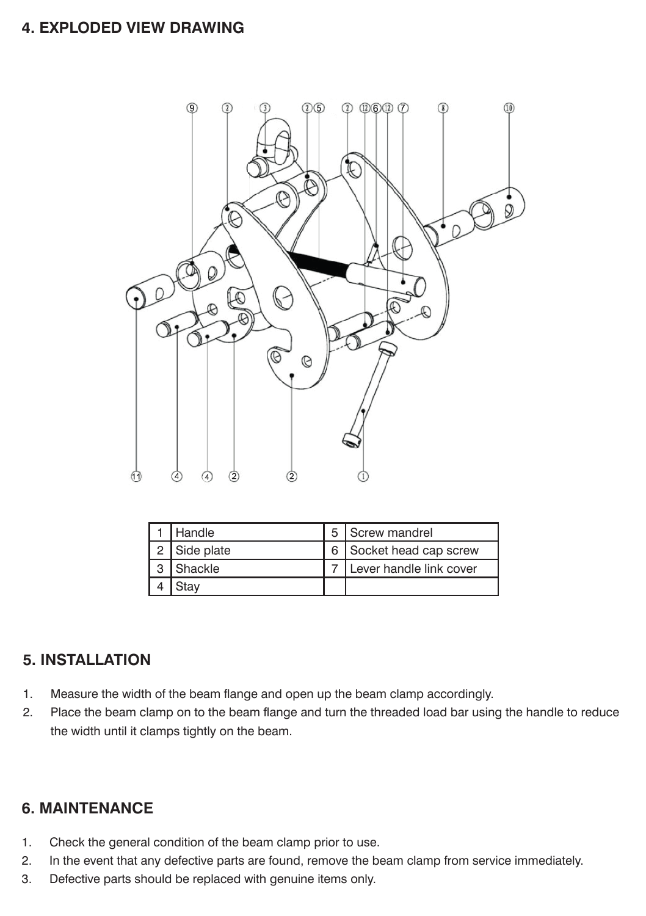## 4. EXPLODED VIEW DRAWING

⑨ ② ③ ②⑤ ② ⑫6⑫ ⑦ ⑧ ⑩

⑪ ④ ④ ② ② ①

| | | | |
|---|---|---|---|
| 1 | Handle | 5 | Screw mandrel |
| 2 | Side plate | 6 | Socket head cap screw |
| 3 | Shackle | 7 | Lever handle link cover |
| 4 | Stay | | |

## 5. INSTALLATION

1. Measure the width of the beam flange and open up the beam clamp accordingly.
2. Place the beam clamp on to the beam flange and turn the threaded load bar using the handle to reduce the width until it clamps tightly on the beam.

## 6. MAINTENANCE

1. Check the general condition of the beam clamp prior to use.
2. In the event that any defective parts are found, remove the beam clamp from service immediately.
3. Defective parts should be replaced with genuine items only.